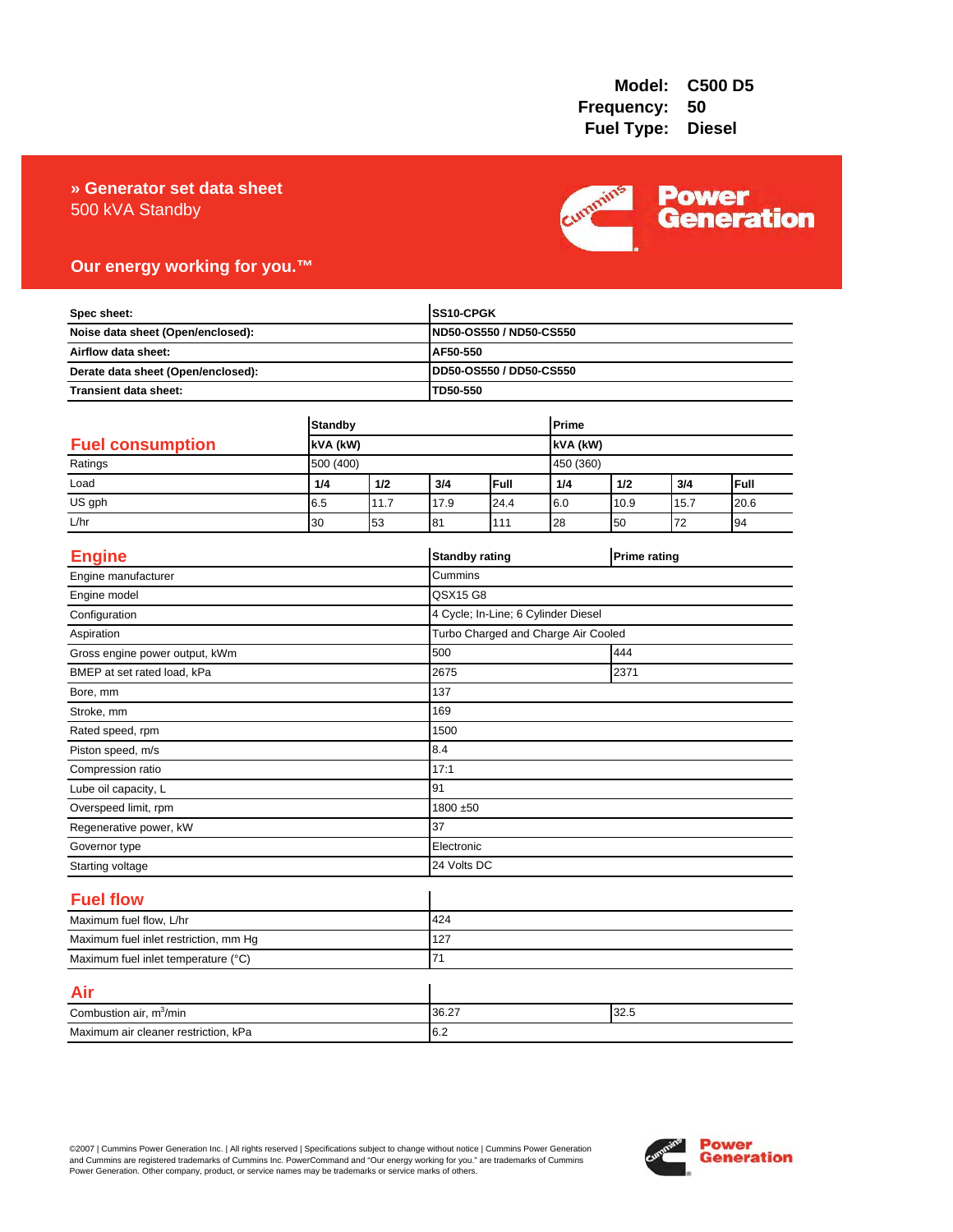**Model:** C500 D5
**Frequency:** 50
**Fuel Type:** Diesel

## » Generator set data sheet

500 kVA Standby

**Our energy working for you.™**

| | |
|---|---|
| **Spec sheet:** | **SS10-CPGK** |
| **Noise data sheet (Open/enclosed):** | **ND50-OS550 / ND50-CS550** |
| **Airflow data sheet:** | **AF50-550** |
| **Derate data sheet (Open/enclosed):** | **DD50-OS550 / DD50-CS550** |
| **Transient data sheet:** | **TD50-550** |

## Fuel consumption

| | **Standby** | | | | **Prime** | | | |
|---|---|---|---|---|---|---|---|---|
| | **kVA (kW)** | | | | **kVA (kW)** | | | |
| Ratings | 500 (400) | | | | 450 (360) | | | |
| Load | **1/4** | **1/2** | **3/4** | **Full** | **1/4** | **1/2** | **3/4** | **Full** |
| US gph | 6.5 | 11.7 | 17.9 | 24.4 | 6.0 | 10.9 | 15.7 | 20.6 |
| L/hr | 30 | 53 | 81 | 111 | 28 | 50 | 72 | 94 |

## Engine

| | **Standby rating** | **Prime rating** |
|---|---|---|
| Engine manufacturer | Cummins | |
| Engine model | QSX15 G8 | |
| Configuration | 4 Cycle; In-Line; 6 Cylinder Diesel | |
| Aspiration | Turbo Charged and Charge Air Cooled | |
| Gross engine power output, kWm | 500 | 444 |
| BMEP at set rated load, kPa | 2675 | 2371 |
| Bore, mm | 137 | |
| Stroke, mm | 169 | |
| Rated speed, rpm | 1500 | |
| Piston speed, m/s | 8.4 | |
| Compression ratio | 17:1 | |
| Lube oil capacity, L | 91 | |
| Overspeed limit, rpm | 1800 ±50 | |
| Regenerative power, kW | 37 | |
| Governor type | Electronic | |
| Starting voltage | 24 Volts DC | |

## Fuel flow

| | |
|---|---|
| Maximum fuel flow, L/hr | 424 |
| Maximum fuel inlet restriction, mm Hg | 127 |
| Maximum fuel inlet temperature (°C) | 71 |

## Air

| | | |
|---|---|---|
| Combustion air, $m^3$/min | 36.27 | 32.5 |
| Maximum air cleaner restriction, kPa | 6.2 | |

©2007 | Cummins Power Generation Inc. | All rights reserved | Specifications subject to change without notice | Cummins Power Generation and Cummins are registered trademarks of Cummins Inc. PowerCommand and "Our energy working for you." are trademarks of Cummins Power Generation. Other company, product, or service names may be trademarks or service marks of others.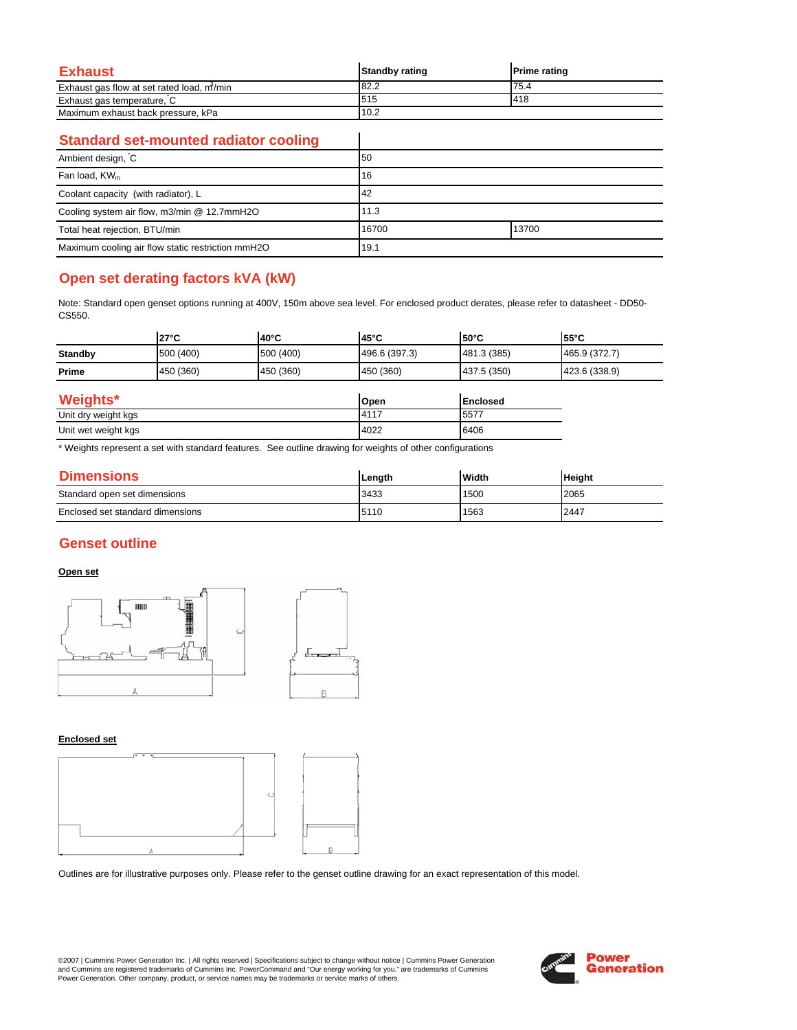## Exhaust

| Exhaust | Standby rating | Prime rating |
|---|---|---|
| Exhaust gas flow at set rated load, $m^3$/min | 82.2 | 75.4 |
| Exhaust gas temperature, °C | 515 | 418 |
| Maximum exhaust back pressure, kPa | 10.2 | |

## Standard set-mounted radiator cooling

| Standard set-mounted radiator cooling | | |
|---|---|---|
| Ambient design, °C | 50 | |
| Fan load, $KW_m$ | 16 | |
| Coolant capacity (with radiator), L | 42 | |
| Cooling system air flow, m3/min @ 12.7mmH2O | 11.3 | |
| Total heat rejection, BTU/min | 16700 | 13700 |
| Maximum cooling air flow static restriction mmH2O | 19.1 | |

## Open set derating factors kVA (kW)

Note: Standard open genset options running at 400V, 150m above sea level. For enclosed product derates, please refer to datasheet - DD50-CS550.

| | 27°C | 40°C | 45°C | 50°C | 55°C |
|---|---|---|---|---|---|
| **Standby** | 500 (400) | 500 (400) | 496.6 (397.3) | 481.3 (385) | 465.9 (372.7) |
| **Prime** | 450 (360) | 450 (360) | 450 (360) | 437.5 (350) | 423.6 (338.9) |

## Weights*

| Weights* | Open | Enclosed |
|---|---|---|
| Unit dry weight kgs | 4117 | 5577 |
| Unit wet weight kgs | 4022 | 6406 |

* Weights represent a set with standard features. See outline drawing for weights of other configurations

## Dimensions

| Dimensions | Length | Width | Height |
|---|---|---|---|
| Standard open set dimensions | 3433 | 1500 | 2065 |
| Enclosed set standard dimensions | 5110 | 1563 | 2447 |

## Genset outline

**Open set**

**Enclosed set**

Outlines are for illustrative purposes only. Please refer to the genset outline drawing for an exact representation of this model.

©2007 | Cummins Power Generation Inc. | All rights reserved | Specifications subject to change without notice | Cummins Power Generation and Cummins are registered trademarks of Cummins Inc. PowerCommand and "Our energy working for you." are trademarks of Cummins Power Generation. Other company, product, or service names may be trademarks or service marks of others.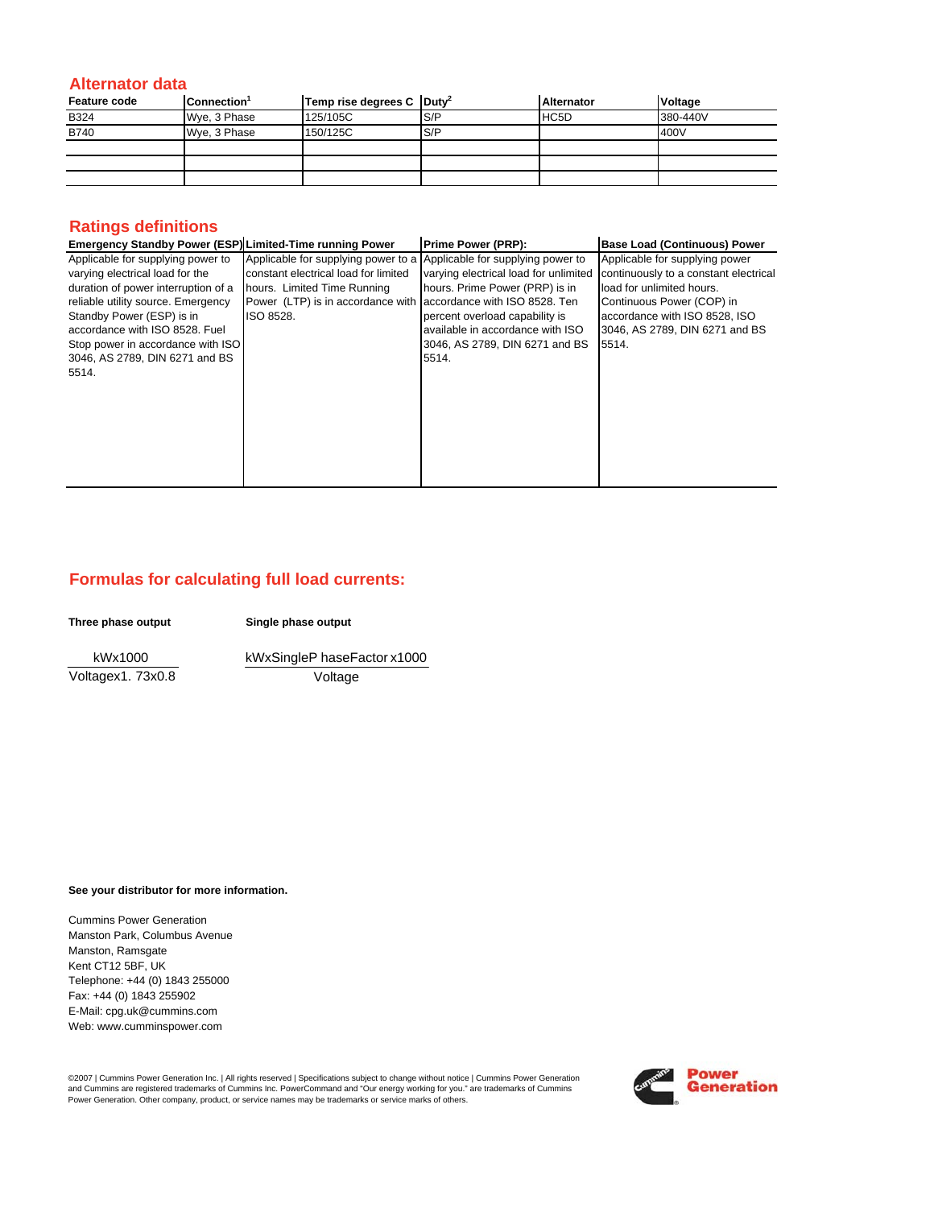## Alternator data

| Feature code | Connection[1] | Temp rise degrees C | Duty[2] | Alternator | Voltage |
|---|---|---|---|---|---|
| B324 | Wye, 3 Phase | 125/105C | S/P | HC5D | 380-440V |
| B740 | Wye, 3 Phase | 150/125C | S/P | | 400V |
| | | | | | |
| | | | | | |
| | | | | | |

## Ratings definitions

| Emergency Standby Power (ESP) | Limited-Time running Power | Prime Power (PRP): | Base Load (Continuous) Power |
|---|---|---|---|
| Applicable for supplying power to varying electrical load for the duration of power interruption of a reliable utility source. Emergency Standby Power (ESP) is in accordance with ISO 8528. Fuel Stop power in accordance with ISO 3046, AS 2789, DIN 6271 and BS 5514. | Applicable for supplying power to a constant electrical load for limited hours. Limited Time Running Power (LTP) is in accordance with ISO 8528. | Applicable for supplying power to varying electrical load for unlimited hours. Prime Power (PRP) is in accordance with ISO 8528. Ten percent overload capability is available in accordance with ISO 3046, AS 2789, DIN 6271 and BS 5514. | Applicable for supplying power continuously to a constant electrical load for unlimited hours. Continuous Power (COP) in accordance with ISO 8528, ISO 3046, AS 2789, DIN 6271 and BS 5514. |

## Formulas for calculating full load currents:

**Three phase output**

$$\frac{kW \times 1000}{Voltage \times 1.73 \times 0.8}$$

**Single phase output**

$$\frac{kW \times SinglePhaseFactor \times 1000}{Voltage}$$

**See your distributor for more information.**

Cummins Power Generation
Manston Park, Columbus Avenue
Manston, Ramsgate
Kent CT12 5BF, UK
Telephone: +44 (0) 1843 255000
Fax: +44 (0) 1843 255902
E-Mail: cpg.uk@cummins.com
Web: www.cumminspower.com

©2007 | Cummins Power Generation Inc. | All rights reserved | Specifications subject to change without notice | Cummins Power Generation and Cummins are registered trademarks of Cummins Inc. PowerCommand and "Our energy working for you." are trademarks of Cummins Power Generation. Other company, product, or service names may be trademarks or service marks of others.

Power Generation